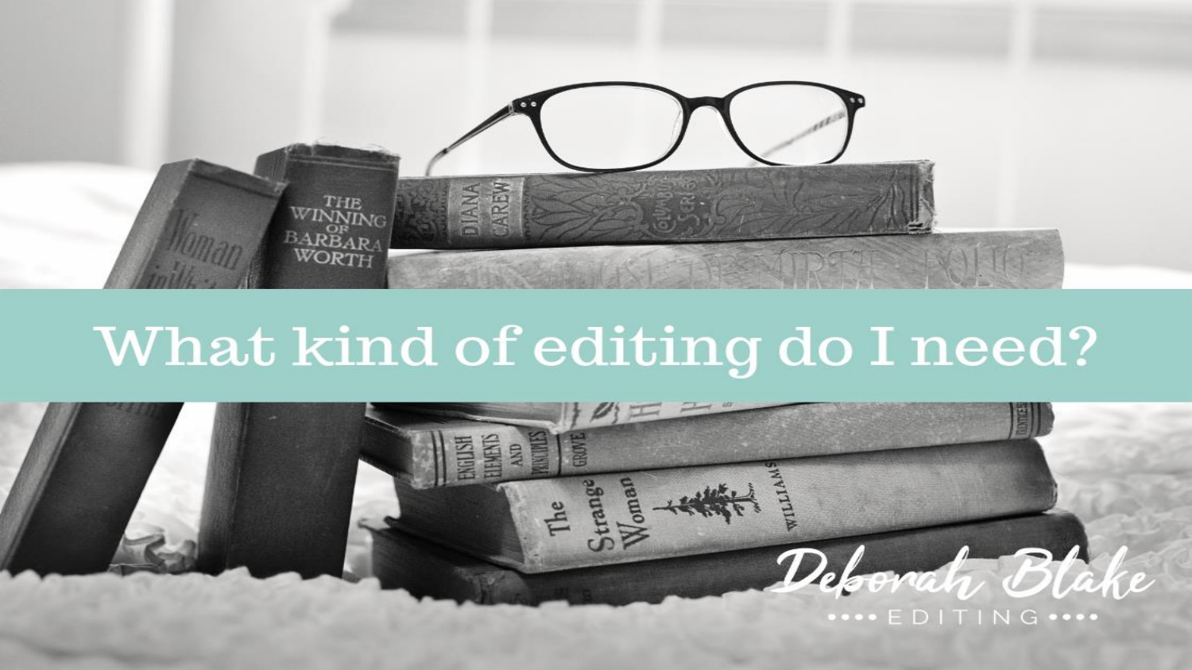# What kind of editing do I need?

Deborah Blake

EDITING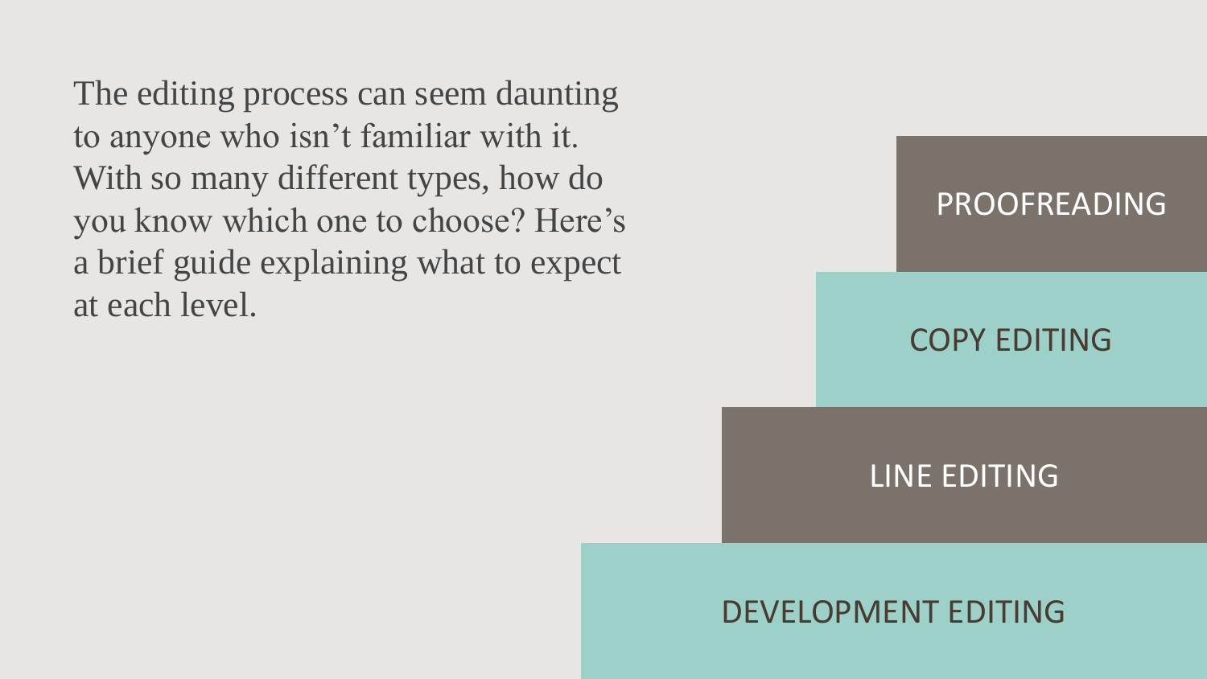The editing process can seem daunting to anyone who isn't familiar with it. With so many different types, how do you know which one to choose? Here's a brief guide explaining what to expect at each level.

PROOFREADING

COPY EDITING

LINE EDITING

DEVELOPMENT EDITING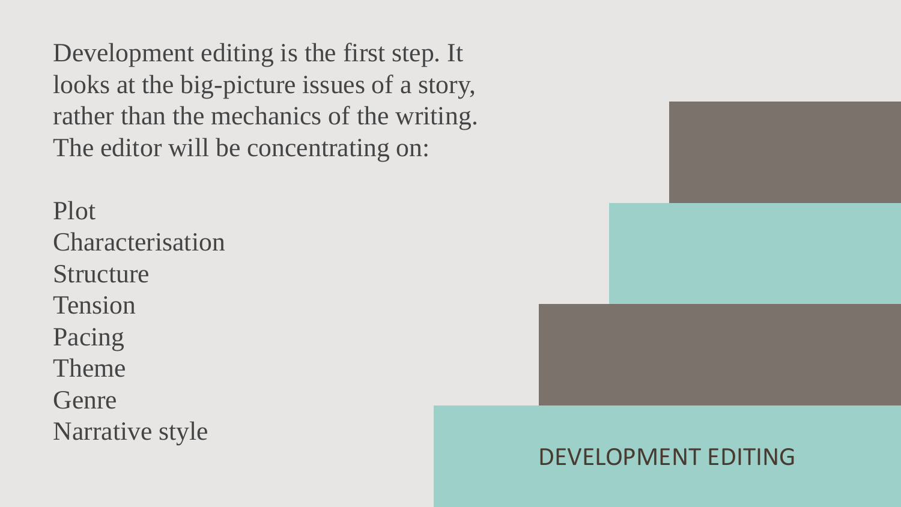Development editing is the first step. It looks at the big-picture issues of a story, rather than the mechanics of the writing. The editor will be concentrating on:

Plot
Characterisation
Structure
Tension
Pacing
Theme
Genre
Narrative style

DEVELOPMENT EDITING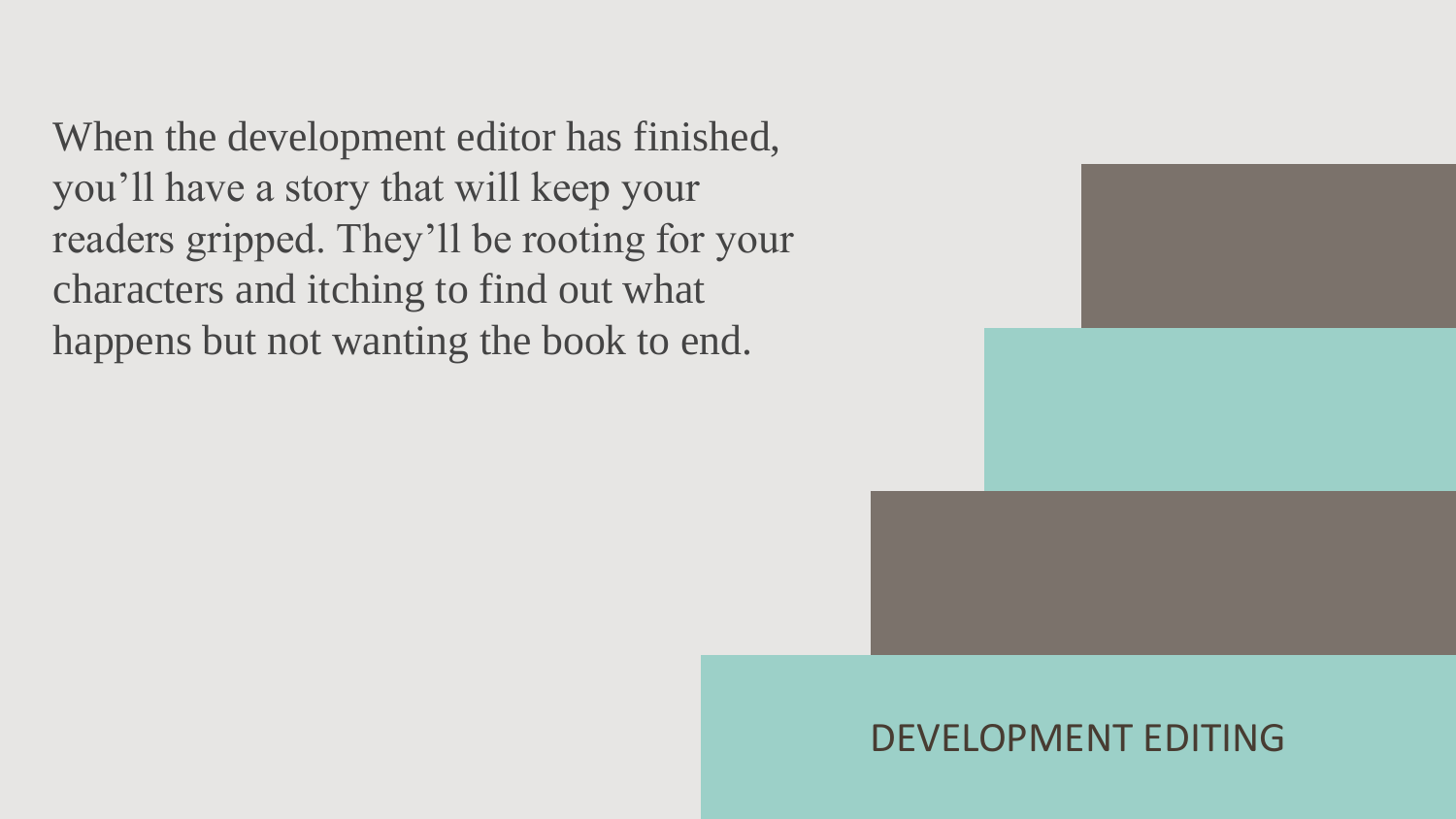When the development editor has finished, you'll have a story that will keep your readers gripped. They'll be rooting for your characters and itching to find out what happens but not wanting the book to end.

DEVELOPMENT EDITING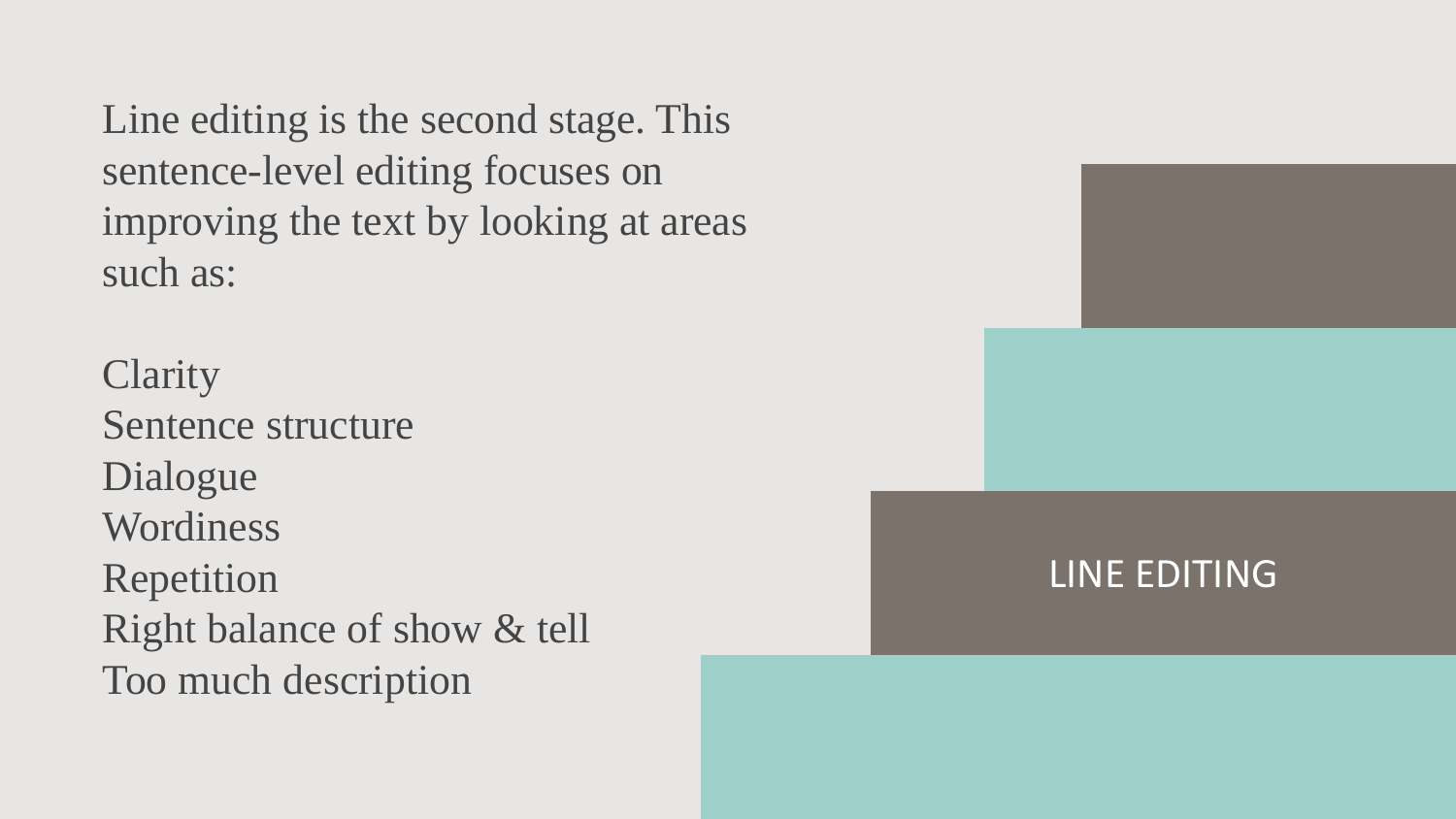Line editing is the second stage. This sentence-level editing focuses on improving the text by looking at areas such as:

Clarity
Sentence structure
Dialogue
Wordiness
Repetition
Right balance of show & tell
Too much description

LINE EDITING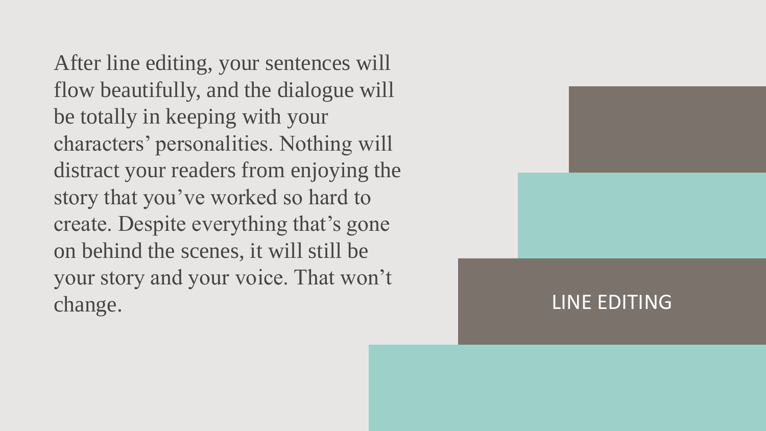## LINE EDITING

After line editing, your sentences will flow beautifully, and the dialogue will be totally in keeping with your characters' personalities. Nothing will distract your readers from enjoying the story that you've worked so hard to create. Despite everything that's gone on behind the scenes, it will still be your story and your voice. That won't change.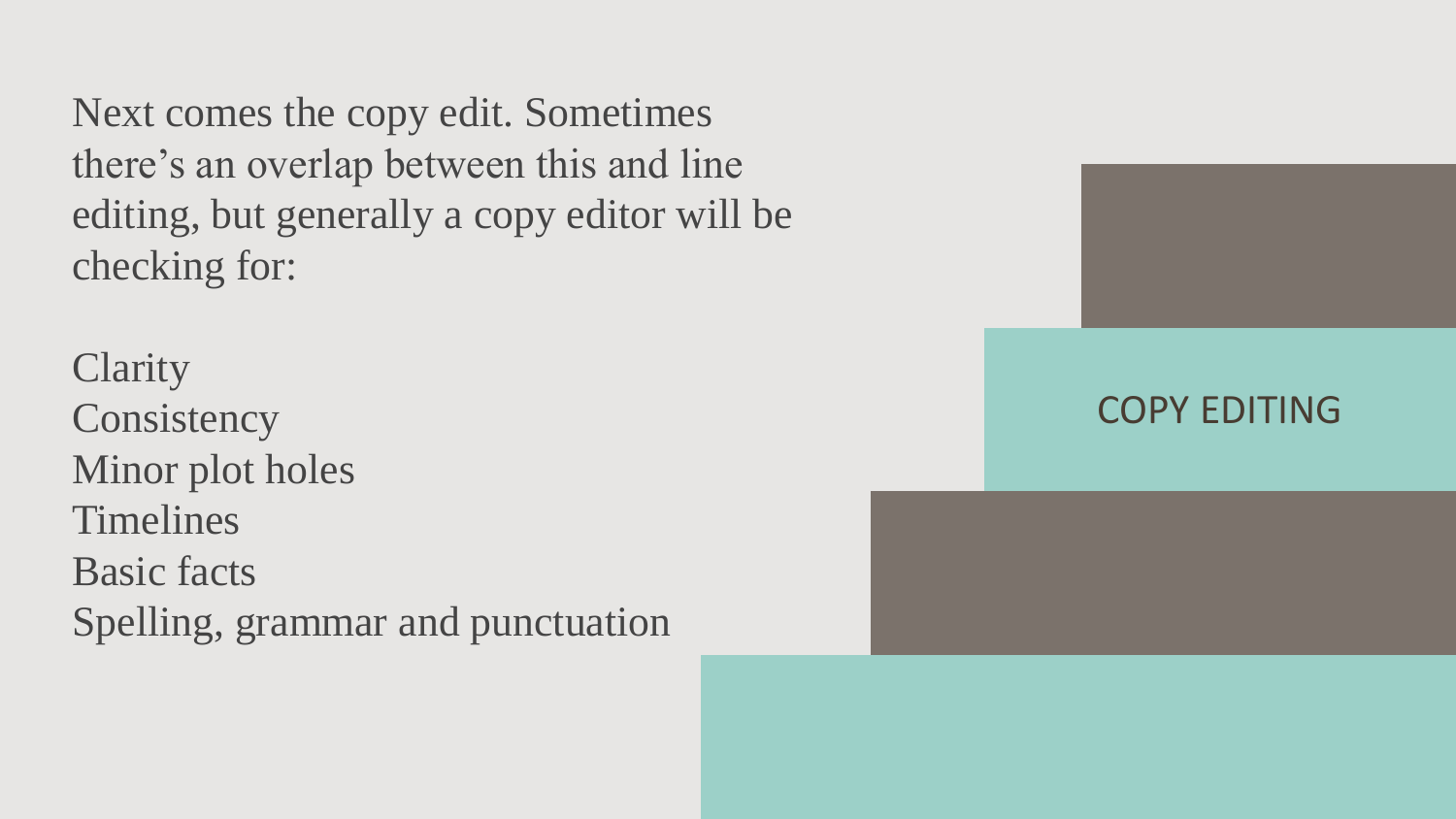## COPY EDITING

Next comes the copy edit. Sometimes there's an overlap between this and line editing, but generally a copy editor will be checking for:

- Clarity
- Consistency
- Minor plot holes
- Timelines
- Basic facts
- Spelling, grammar and punctuation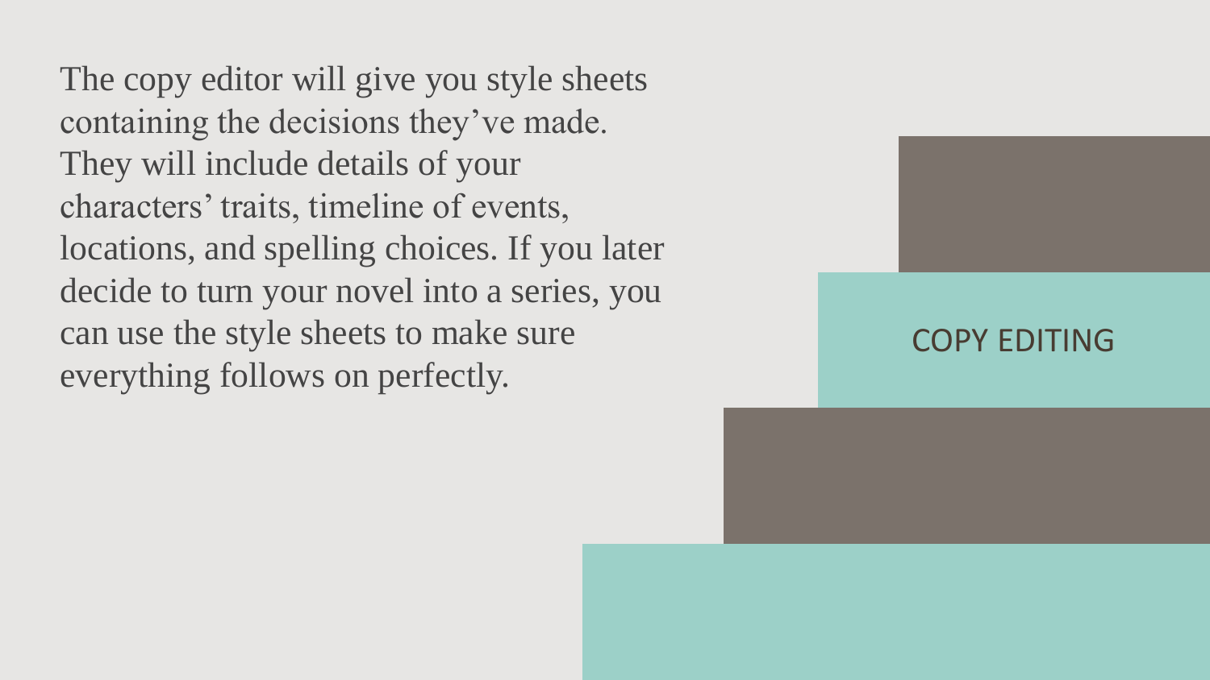## COPY EDITING

The copy editor will give you style sheets containing the decisions they've made. They will include details of your characters' traits, timeline of events, locations, and spelling choices. If you later decide to turn your novel into a series, you can use the style sheets to make sure everything follows on perfectly.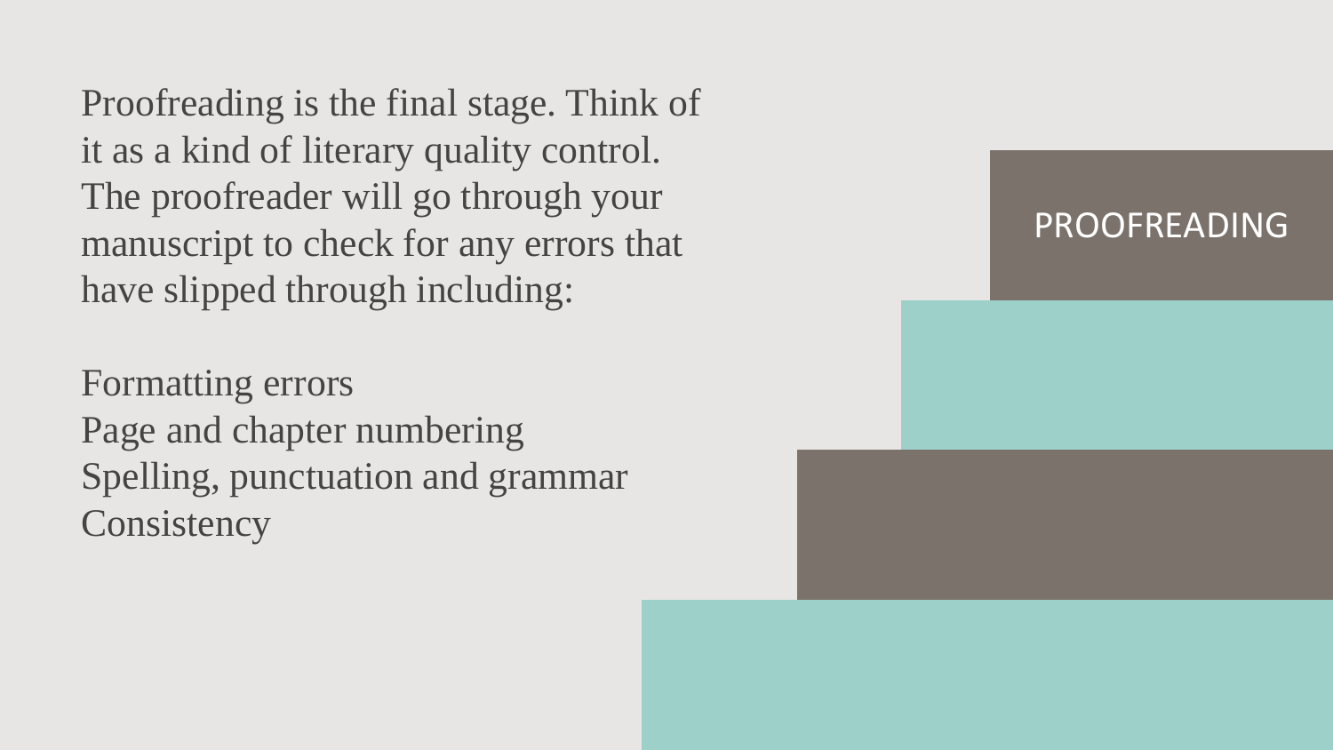## PROOFREADING

Proofreading is the final stage. Think of it as a kind of literary quality control. The proofreader will go through your manuscript to check for any errors that have slipped through including:

- Formatting errors
- Page and chapter numbering
- Spelling, punctuation and grammar
- Consistency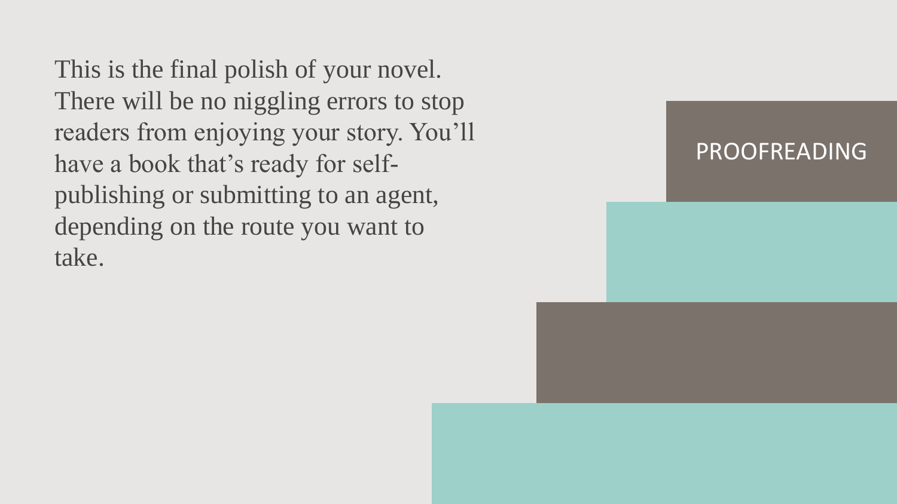## PROOFREADING

This is the final polish of your novel. There will be no niggling errors to stop readers from enjoying your story. You'll have a book that's ready for self-publishing or submitting to an agent, depending on the route you want to take.